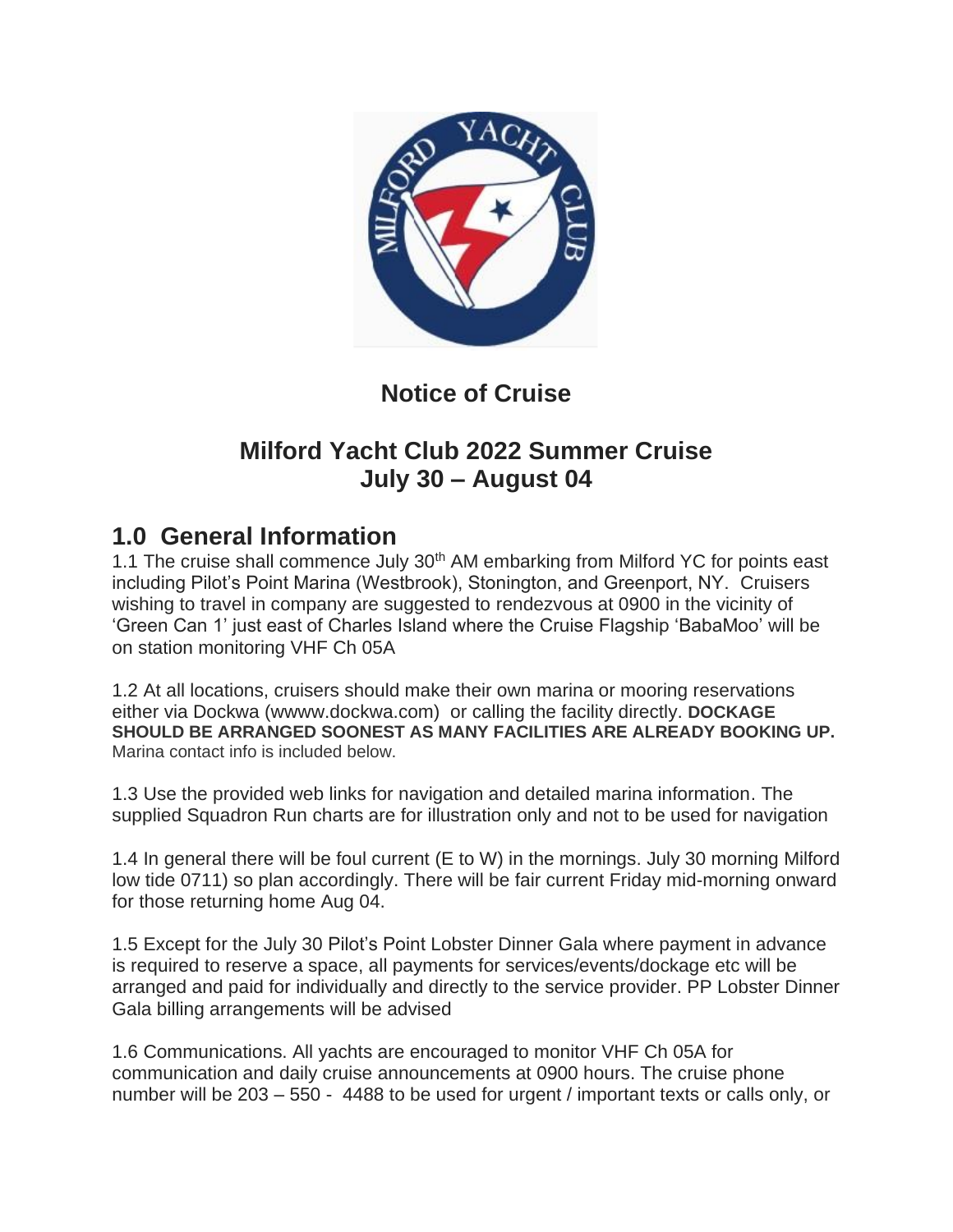# Notice of Cruise

## Milford Yacht Club 2022 Summer Cruise
## July 30 – August 04

## 1.0 General Information

1.1 The cruise shall commence July 30th AM embarking from Milford YC for points east including Pilot's Point Marina (Westbrook), Stonington, and Greenport, NY. Cruisers wishing to travel in company are suggested to rendezvous at 0900 in the vicinity of 'Green Can 1' just east of Charles Island where the Cruise Flagship 'BabaMoo' will be on station monitoring VHF Ch 05A

1.2 At all locations, cruisers should make their own marina or mooring reservations either via Dockwa (wwww.dockwa.com) or calling the facility directly. **DOCKAGE SHOULD BE ARRANGED SOONEST AS MANY FACILITIES ARE ALREADY BOOKING UP.** Marina contact info is included below.

1.3 Use the provided web links for navigation and detailed marina information. The supplied Squadron Run charts are for illustration only and not to be used for navigation

1.4 In general there will be foul current (E to W) in the mornings. July 30 morning Milford low tide 0711) so plan accordingly. There will be fair current Friday mid-morning onward for those returning home Aug 04.

1.5 Except for the July 30 Pilot's Point Lobster Dinner Gala where payment in advance is required to reserve a space, all payments for services/events/dockage etc will be arranged and paid for individually and directly to the service provider. PP Lobster Dinner Gala billing arrangements will be advised

1.6 Communications. All yachts are encouraged to monitor VHF Ch 05A for communication and daily cruise announcements at 0900 hours. The cruise phone number will be 203 – 550 - 4488 to be used for urgent / important texts or calls only, or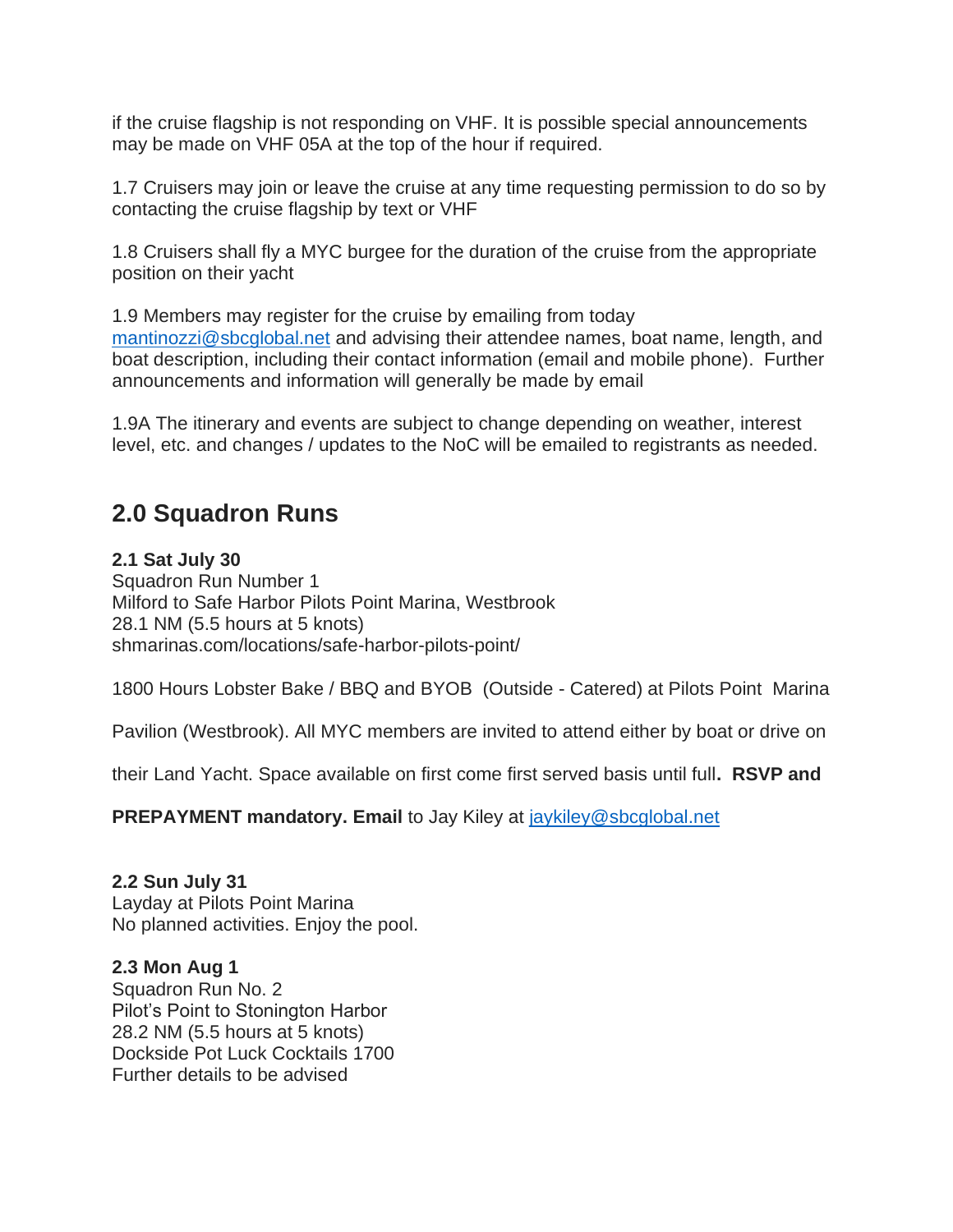if the cruise flagship is not responding on VHF. It is possible special announcements may be made on VHF 05A at the top of the hour if required.

1.7 Cruisers may join or leave the cruise at any time requesting permission to do so by contacting the cruise flagship by text or VHF

1.8 Cruisers shall fly a MYC burgee for the duration of the cruise from the appropriate position on their yacht

1.9 Members may register for the cruise by emailing from today mantinozzi@sbcglobal.net and advising their attendee names, boat name, length, and boat description, including their contact information (email and mobile phone). Further announcements and information will generally be made by email

1.9A The itinerary and events are subject to change depending on weather, interest level, etc. and changes / updates to the NoC will be emailed to registrants as needed.

## 2.0 Squadron Runs

**2.1 Sat July 30**
Squadron Run Number 1
Milford to Safe Harbor Pilots Point Marina, Westbrook
28.1 NM (5.5 hours at 5 knots)
shmarinas.com/locations/safe-harbor-pilots-point/

1800 Hours Lobster Bake / BBQ and BYOB (Outside - Catered) at Pilots Point Marina Pavilion (Westbrook). All MYC members are invited to attend either by boat or drive on their Land Yacht. Space available on first come first served basis until full**. RSVP and PREPAYMENT mandatory. Email** to Jay Kiley at jaykiley@sbcglobal.net

**2.2 Sun July 31**
Layday at Pilots Point Marina
No planned activities. Enjoy the pool.

**2.3 Mon Aug 1**
Squadron Run No. 2
Pilot's Point to Stonington Harbor
28.2 NM (5.5 hours at 5 knots)
Dockside Pot Luck Cocktails 1700
Further details to be advised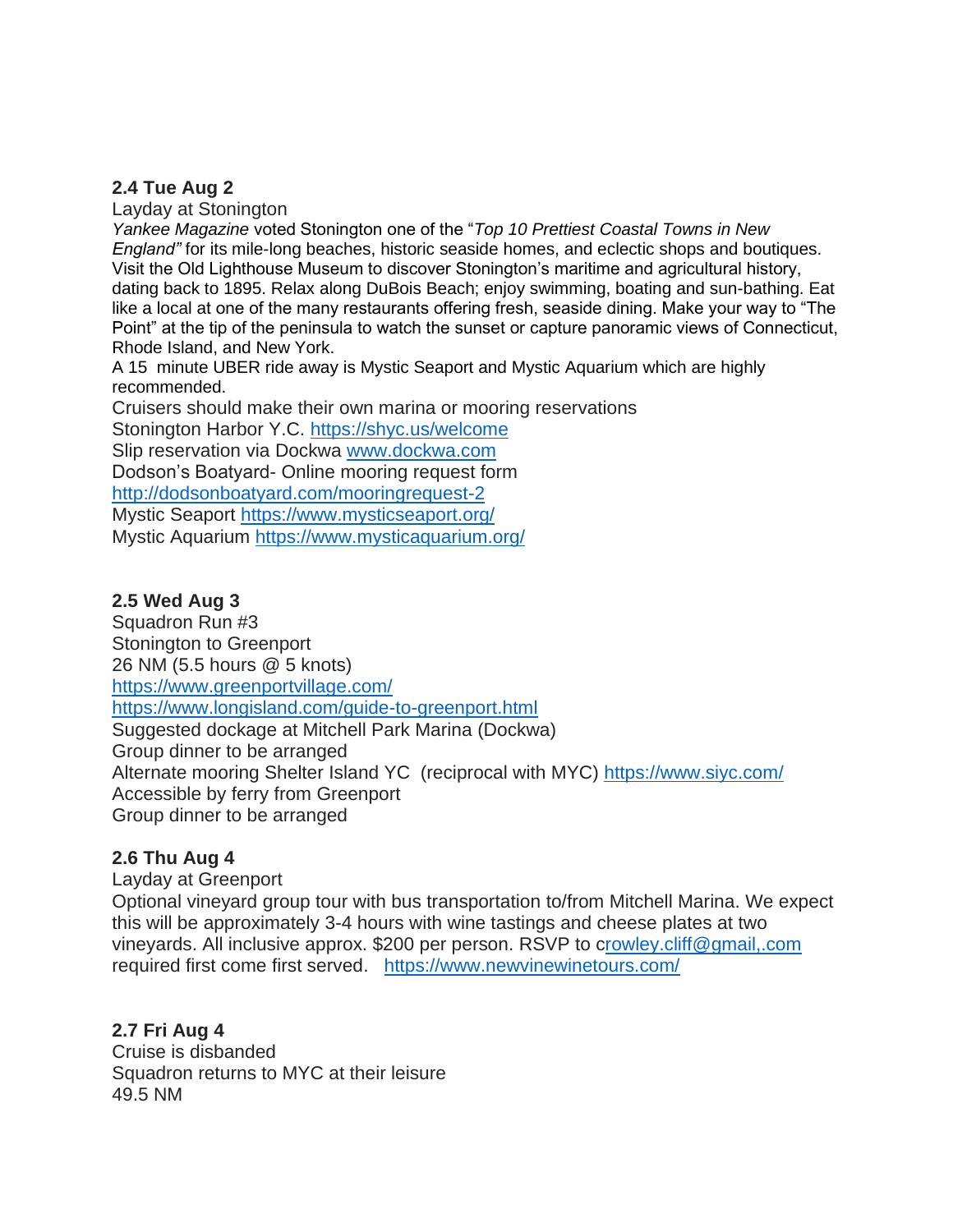### 2.4 Tue Aug 2

Layday at Stonington

*Yankee Magazine* voted Stonington one of the "*Top 10 Prettiest Coastal Towns in New England"* for its mile-long beaches, historic seaside homes, and eclectic shops and boutiques. Visit the Old Lighthouse Museum to discover Stonington's maritime and agricultural history, dating back to 1895. Relax along DuBois Beach; enjoy swimming, boating and sun-bathing. Eat like a local at one of the many restaurants offering fresh, seaside dining. Make your way to "The Point" at the tip of the peninsula to watch the sunset or capture panoramic views of Connecticut, Rhode Island, and New York.

A 15 minute UBER ride away is Mystic Seaport and Mystic Aquarium which are highly recommended.

Cruisers should make their own marina or mooring reservations

Stonington Harbor Y.C. https://shyc.us/welcome

Slip reservation via Dockwa www.dockwa.com

Dodson's Boatyard- Online mooring request form

http://dodsonboatyard.com/mooringrequest-2

Mystic Seaport https://www.mysticseaport.org/

Mystic Aquarium https://www.mysticaquarium.org/

### 2.5 Wed Aug 3

Squadron Run #3

Stonington to Greenport

26 NM (5.5 hours @ 5 knots)

https://www.greenportvillage.com/

https://www.longisland.com/guide-to-greenport.html

Suggested dockage at Mitchell Park Marina (Dockwa)

Group dinner to be arranged

Alternate mooring Shelter Island YC (reciprocal with MYC) https://www.siyc.com/

Accessible by ferry from Greenport

Group dinner to be arranged

### 2.6 Thu Aug 4

Layday at Greenport

Optional vineyard group tour with bus transportation to/from Mitchell Marina. We expect this will be approximately 3-4 hours with wine tastings and cheese plates at two vineyards. All inclusive approx. $200 per person. RSVP to crowley.cliff@gmail,.com required first come first served. https://www.newvinewinetours.com/

### 2.7 Fri Aug 4

Cruise is disbanded

Squadron returns to MYC at their leisure

49.5 NM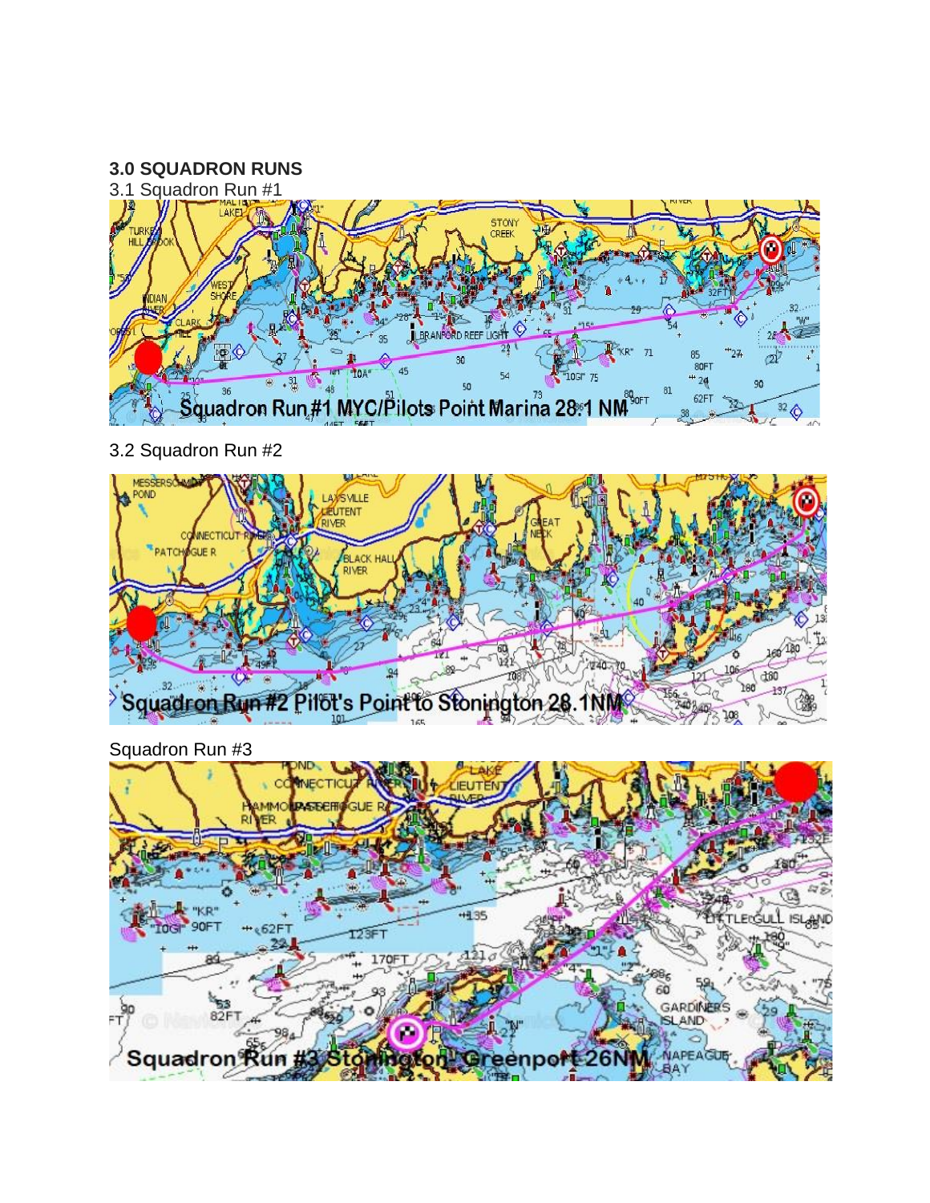## 3.0 SQUADRON RUNS

### 3.1 Squadron Run #1

### 3.2 Squadron Run #2

### Squadron Run #3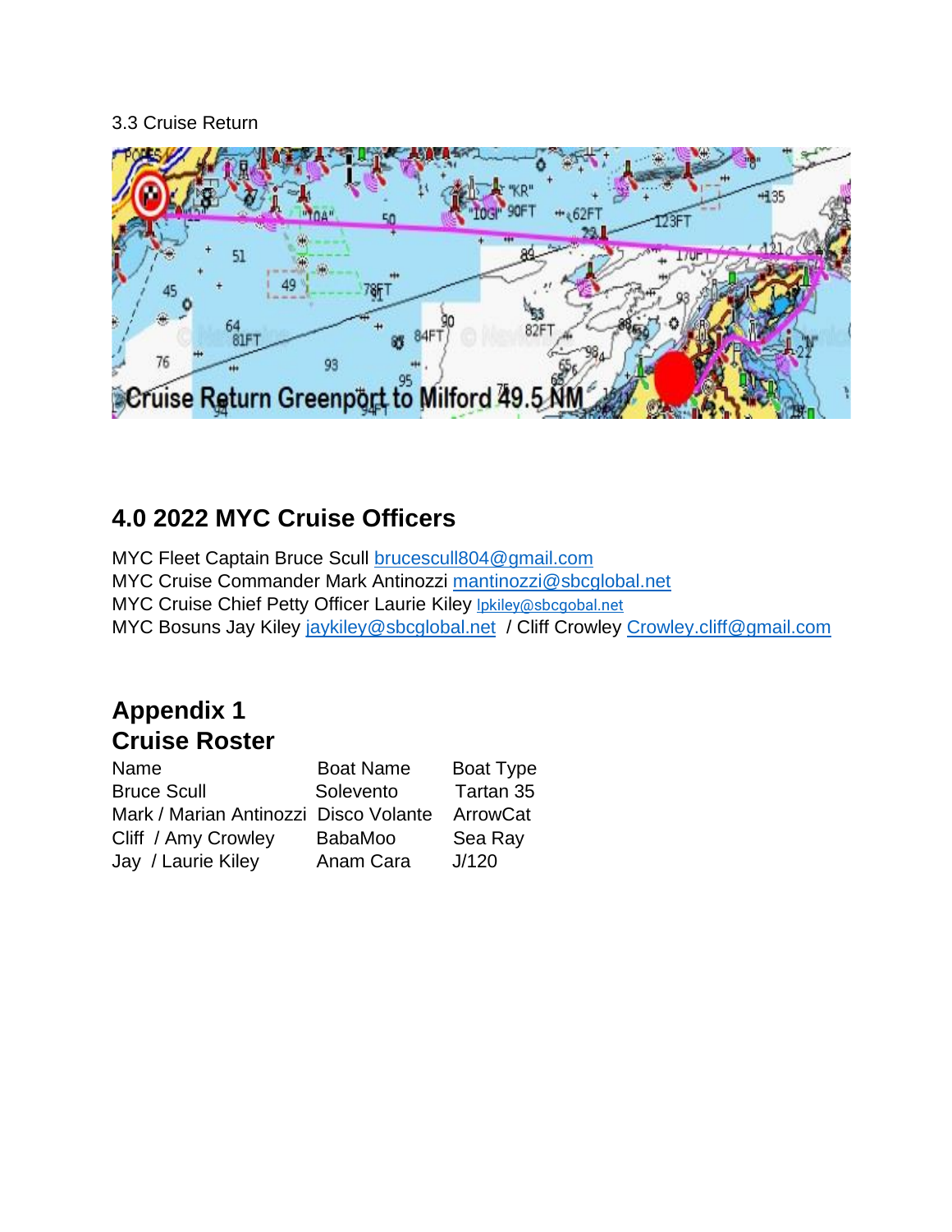3.3 Cruise Return

## 4.0 2022 MYC Cruise Officers

MYC Fleet Captain Bruce Scull brucescull804@gmail.com
MYC Cruise Commander Mark Antinozzi mantinozzi@sbcglobal.net
MYC Cruise Chief Petty Officer Laurie Kiley lpkiley@sbcgobal.net
MYC Bosuns Jay Kiley jaykiley@sbcglobal.net / Cliff Crowley Crowley.cliff@gmail.com

## Appendix 1
## Cruise Roster

| Name | Boat Name | Boat Type |
|---|---|---|
| Bruce Scull | Solevento | Tartan 35 |
| Mark / Marian Antinozzi | Disco Volante | ArrowCat |
| Cliff / Amy Crowley | BabaMoo | Sea Ray |
| Jay / Laurie Kiley | Anam Cara | J/120 |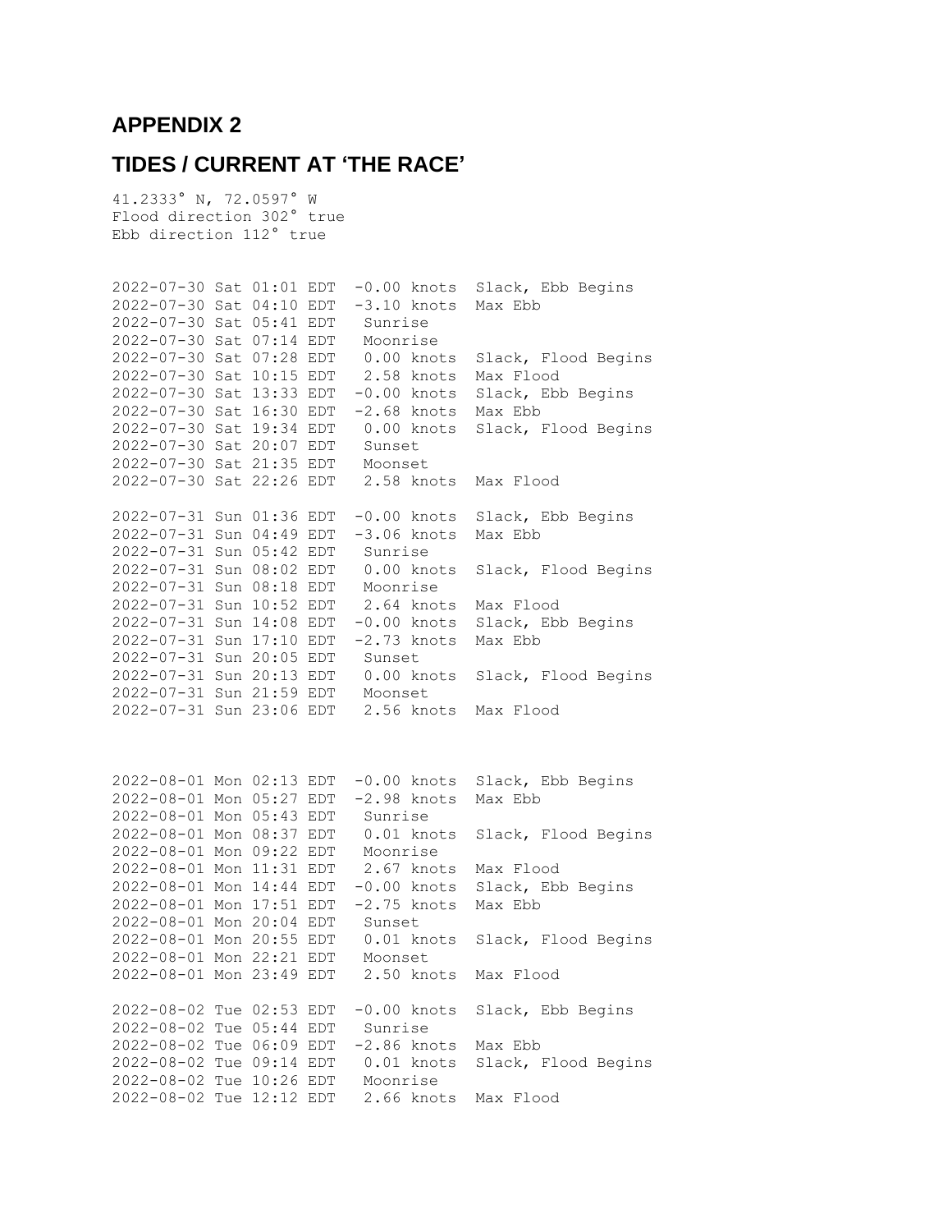## APPENDIX 2

## TIDES / CURRENT AT 'THE RACE'

```
41.2333° N, 72.0597° W
Flood direction 302° true
Ebb direction 112° true


2022-07-30 Sat 01:01 EDT  -0.00 knots  Slack, Ebb Begins
2022-07-30 Sat 04:10 EDT  -3.10 knots  Max Ebb
2022-07-30 Sat 05:41 EDT   Sunrise
2022-07-30 Sat 07:14 EDT   Moonrise
2022-07-30 Sat 07:28 EDT   0.00 knots  Slack, Flood Begins
2022-07-30 Sat 10:15 EDT   2.58 knots  Max Flood
2022-07-30 Sat 13:33 EDT  -0.00 knots  Slack, Ebb Begins
2022-07-30 Sat 16:30 EDT  -2.68 knots  Max Ebb
2022-07-30 Sat 19:34 EDT   0.00 knots  Slack, Flood Begins
2022-07-30 Sat 20:07 EDT   Sunset
2022-07-30 Sat 21:35 EDT   Moonset
2022-07-30 Sat 22:26 EDT   2.58 knots  Max Flood

2022-07-31 Sun 01:36 EDT  -0.00 knots  Slack, Ebb Begins
2022-07-31 Sun 04:49 EDT  -3.06 knots  Max Ebb
2022-07-31 Sun 05:42 EDT   Sunrise
2022-07-31 Sun 08:02 EDT   0.00 knots  Slack, Flood Begins
2022-07-31 Sun 08:18 EDT   Moonrise
2022-07-31 Sun 10:52 EDT   2.64 knots  Max Flood
2022-07-31 Sun 14:08 EDT  -0.00 knots  Slack, Ebb Begins
2022-07-31 Sun 17:10 EDT  -2.73 knots  Max Ebb
2022-07-31 Sun 20:05 EDT   Sunset
2022-07-31 Sun 20:13 EDT   0.00 knots  Slack, Flood Begins
2022-07-31 Sun 21:59 EDT   Moonset
2022-07-31 Sun 23:06 EDT   2.56 knots  Max Flood



2022-08-01 Mon 02:13 EDT  -0.00 knots  Slack, Ebb Begins
2022-08-01 Mon 05:27 EDT  -2.98 knots  Max Ebb
2022-08-01 Mon 05:43 EDT   Sunrise
2022-08-01 Mon 08:37 EDT   0.01 knots  Slack, Flood Begins
2022-08-01 Mon 09:22 EDT   Moonrise
2022-08-01 Mon 11:31 EDT   2.67 knots  Max Flood
2022-08-01 Mon 14:44 EDT  -0.00 knots  Slack, Ebb Begins
2022-08-01 Mon 17:51 EDT  -2.75 knots  Max Ebb
2022-08-01 Mon 20:04 EDT   Sunset
2022-08-01 Mon 20:55 EDT   0.01 knots  Slack, Flood Begins
2022-08-01 Mon 22:21 EDT   Moonset
2022-08-01 Mon 23:49 EDT   2.50 knots  Max Flood

2022-08-02 Tue 02:53 EDT  -0.00 knots  Slack, Ebb Begins
2022-08-02 Tue 05:44 EDT   Sunrise
2022-08-02 Tue 06:09 EDT  -2.86 knots  Max Ebb
2022-08-02 Tue 09:14 EDT   0.01 knots  Slack, Flood Begins
2022-08-02 Tue 10:26 EDT   Moonrise
2022-08-02 Tue 12:12 EDT   2.66 knots  Max Flood
```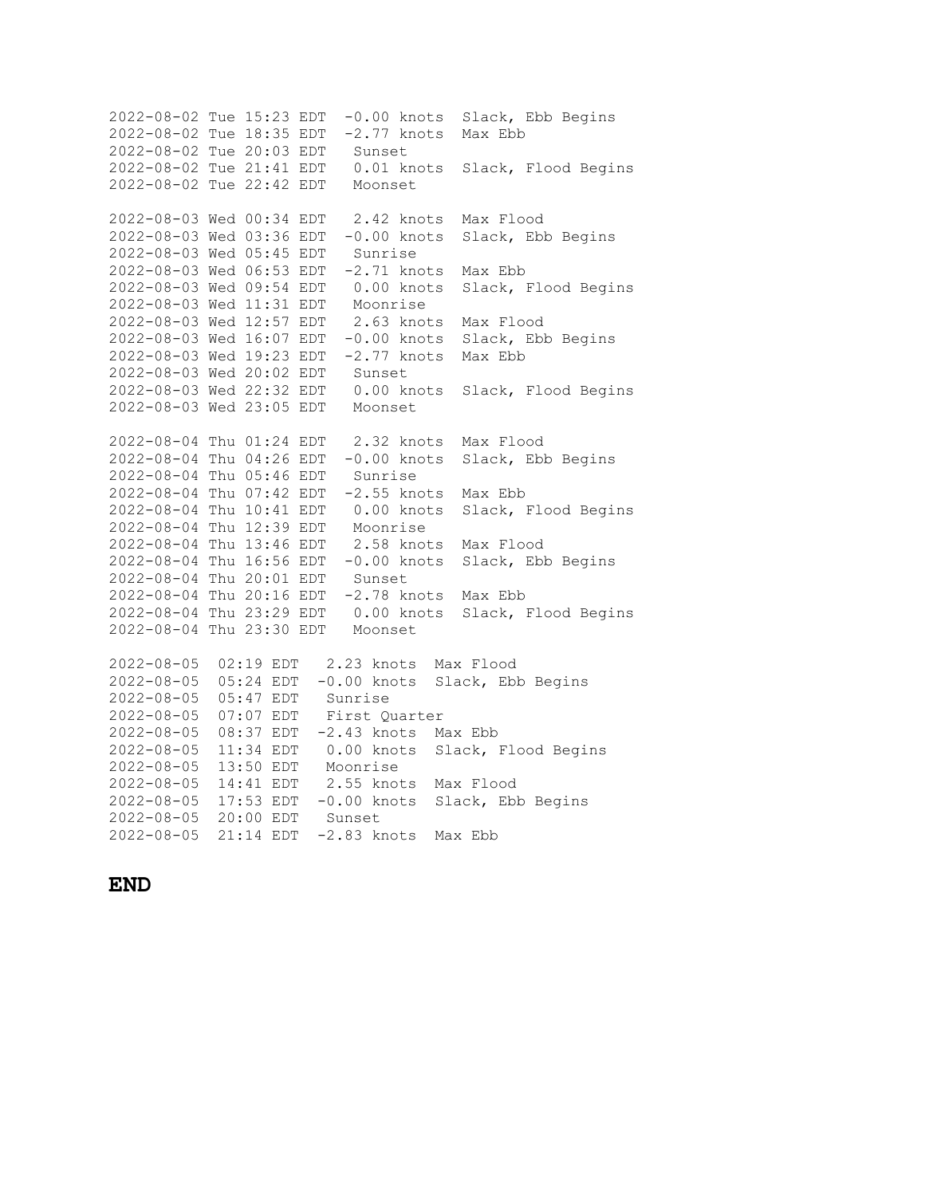```
2022-08-02 Tue 15:23 EDT  -0.00 knots  Slack, Ebb Begins
2022-08-02 Tue 18:35 EDT  -2.77 knots  Max Ebb
2022-08-02 Tue 20:03 EDT   Sunset
2022-08-02 Tue 21:41 EDT   0.01 knots  Slack, Flood Begins
2022-08-02 Tue 22:42 EDT   Moonset

2022-08-03 Wed 00:34 EDT   2.42 knots  Max Flood
2022-08-03 Wed 03:36 EDT  -0.00 knots  Slack, Ebb Begins
2022-08-03 Wed 05:45 EDT   Sunrise
2022-08-03 Wed 06:53 EDT  -2.71 knots  Max Ebb
2022-08-03 Wed 09:54 EDT   0.00 knots  Slack, Flood Begins
2022-08-03 Wed 11:31 EDT   Moonrise
2022-08-03 Wed 12:57 EDT   2.63 knots  Max Flood
2022-08-03 Wed 16:07 EDT  -0.00 knots  Slack, Ebb Begins
2022-08-03 Wed 19:23 EDT  -2.77 knots  Max Ebb
2022-08-03 Wed 20:02 EDT   Sunset
2022-08-03 Wed 22:32 EDT   0.00 knots  Slack, Flood Begins
2022-08-03 Wed 23:05 EDT   Moonset

2022-08-04 Thu 01:24 EDT   2.32 knots  Max Flood
2022-08-04 Thu 04:26 EDT  -0.00 knots  Slack, Ebb Begins
2022-08-04 Thu 05:46 EDT   Sunrise
2022-08-04 Thu 07:42 EDT  -2.55 knots  Max Ebb
2022-08-04 Thu 10:41 EDT   0.00 knots  Slack, Flood Begins
2022-08-04 Thu 12:39 EDT   Moonrise
2022-08-04 Thu 13:46 EDT   2.58 knots  Max Flood
2022-08-04 Thu 16:56 EDT  -0.00 knots  Slack, Ebb Begins
2022-08-04 Thu 20:01 EDT   Sunset
2022-08-04 Thu 20:16 EDT  -2.78 knots  Max Ebb
2022-08-04 Thu 23:29 EDT   0.00 knots  Slack, Flood Begins
2022-08-04 Thu 23:30 EDT   Moonset

2022-08-05  02:19 EDT   2.23 knots  Max Flood
2022-08-05  05:24 EDT  -0.00 knots  Slack, Ebb Begins
2022-08-05  05:47 EDT   Sunrise
2022-08-05  07:07 EDT   First Quarter
2022-08-05  08:37 EDT  -2.43 knots  Max Ebb
2022-08-05  11:34 EDT   0.00 knots  Slack, Flood Begins
2022-08-05  13:50 EDT   Moonrise
2022-08-05  14:41 EDT   2.55 knots  Max Flood
2022-08-05  17:53 EDT  -0.00 knots  Slack, Ebb Begins
2022-08-05  20:00 EDT   Sunset
2022-08-05  21:14 EDT  -2.83 knots  Max Ebb
```

**END**